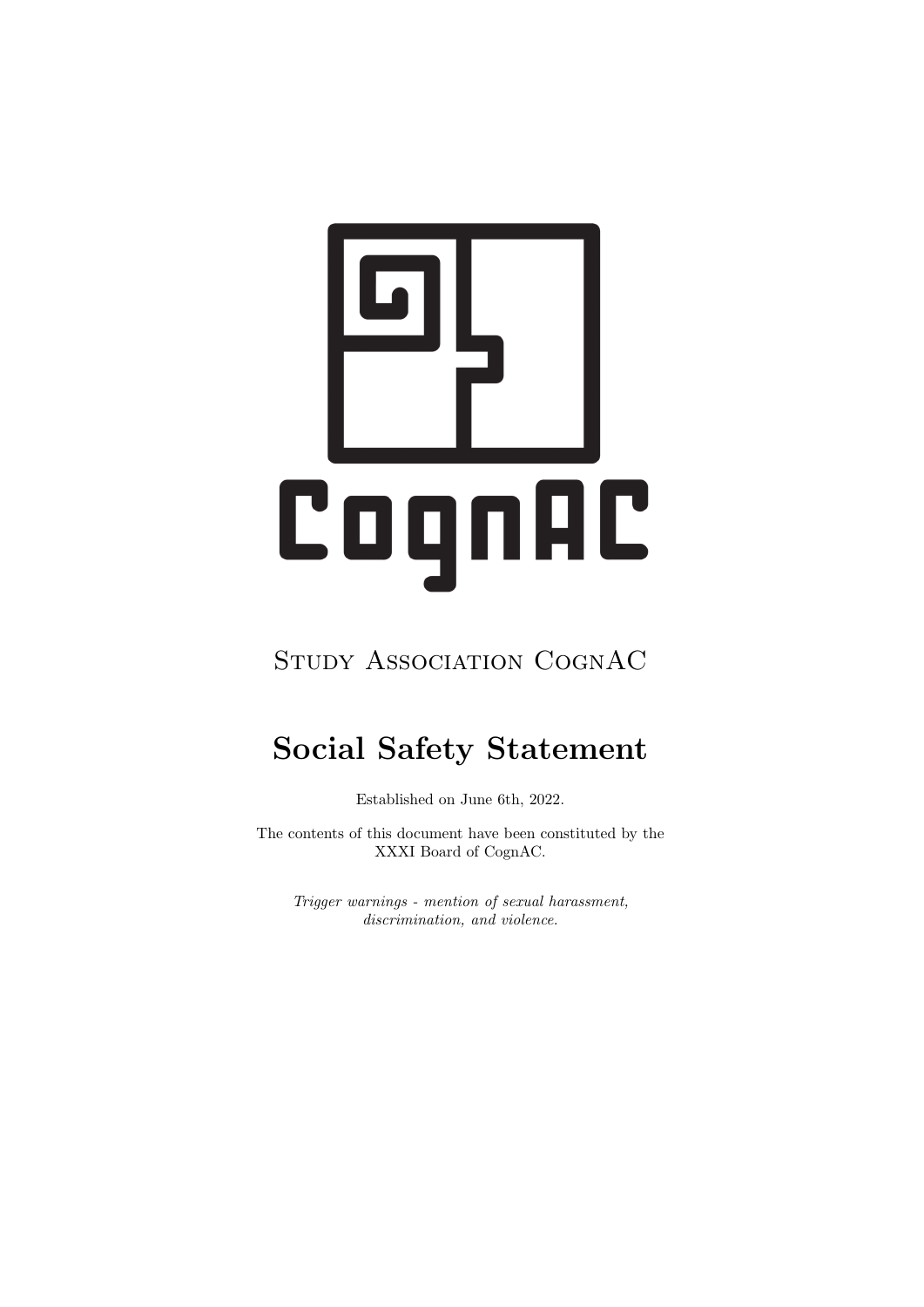# CognAC

Study Association CognAC

# Social Safety Statement

Established on June 6th, 2022.

The contents of this document have been constituted by the XXXI Board of CognAC.

*Trigger warnings - mention of sexual harassment, discrimination, and violence.*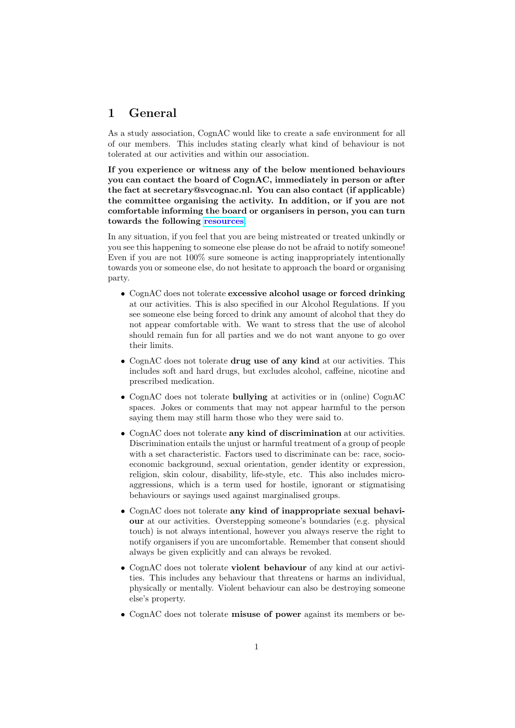# 1 General

As a study association, CognAC would like to create a safe environment for all of our members. This includes stating clearly what kind of behaviour is not tolerated at our activities and within our association.

**If you experience or witness any of the below mentioned behaviours you can contact the board of CognAC, immediately in person or after the fact at secretary@svcognac.nl. You can also contact (if applicable) the committee organising the activity. In addition, or if you are not comfortable informing the board or organisers in person, you can turn towards the following resources.**

In any situation, if you feel that you are being mistreated or treated unkindly or you see this happening to someone else please do not be afraid to notify someone! Even if you are not 100% sure someone is acting inappropriately intentionally towards you or someone else, do not hesitate to approach the board or organising party.

- CognAC does not tolerate **excessive alcohol usage or forced drinking** at our activities. This is also specified in our Alcohol Regulations. If you see someone else being forced to drink any amount of alcohol that they do not appear comfortable with. We want to stress that the use of alcohol should remain fun for all parties and we do not want anyone to go over their limits.
- CognAC does not tolerate **drug use of any kind** at our activities. This includes soft and hard drugs, but excludes alcohol, caffeine, nicotine and prescribed medication.
- CognAC does not tolerate **bullying** at activities or in (online) CognAC spaces. Jokes or comments that may not appear harmful to the person saying them may still harm those who they were said to.
- CognAC does not tolerate **any kind of discrimination** at our activities. Discrimination entails the unjust or harmful treatment of a group of people with a set characteristic. Factors used to discriminate can be: race, socio-economic background, sexual orientation, gender identity or expression, religion, skin colour, disability, life-style, etc. This also includes micro-aggressions, which is a term used for hostile, ignorant or stigmatising behaviours or sayings used against marginalised groups.
- CognAC does not tolerate **any kind of inappropriate sexual behaviour** at our activities. Overstepping someone's boundaries (e.g. physical touch) is not always intentional, however you always reserve the right to notify organisers if you are uncomfortable. Remember that consent should always be given explicitly and can always be revoked.
- CognAC does not tolerate **violent behaviour** of any kind at our activities. This includes any behaviour that threatens or harms an individual, physically or mentally. Violent behaviour can also be destroying someone else's property.
- CognAC does not tolerate **misuse of power** against its members or be-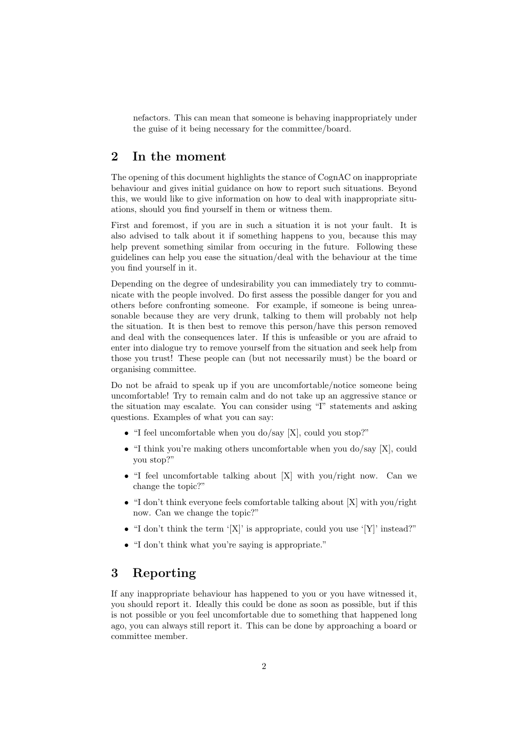nefactors. This can mean that someone is behaving inappropriately under the guise of it being necessary for the committee/board.

## 2 In the moment

The opening of this document highlights the stance of CognAC on inappropriate behaviour and gives initial guidance on how to report such situations. Beyond this, we would like to give information on how to deal with inappropriate situations, should you find yourself in them or witness them.

First and foremost, if you are in such a situation it is not your fault. It is also advised to talk about it if something happens to you, because this may help prevent something similar from occuring in the future. Following these guidelines can help you ease the situation/deal with the behaviour at the time you find yourself in it.

Depending on the degree of undesirability you can immediately try to communicate with the people involved. Do first assess the possible danger for you and others before confronting someone. For example, if someone is being unreasonable because they are very drunk, talking to them will probably not help the situation. It is then best to remove this person/have this person removed and deal with the consequences later. If this is unfeasible or you are afraid to enter into dialogue try to remove yourself from the situation and seek help from those you trust! These people can (but not necessarily must) be the board or organising committee.

Do not be afraid to speak up if you are uncomfortable/notice someone being uncomfortable! Try to remain calm and do not take up an aggressive stance or the situation may escalate. You can consider using "I" statements and asking questions. Examples of what you can say:

- "I feel uncomfortable when you do/say [X], could you stop?"
- "I think you're making others uncomfortable when you do/say [X], could you stop?"
- "I feel uncomfortable talking about [X] with you/right now. Can we change the topic?"
- "I don't think everyone feels comfortable talking about [X] with you/right now. Can we change the topic?"
- "I don't think the term '[X]' is appropriate, could you use '[Y]' instead?"
- "I don't think what you're saying is appropriate."

## 3 Reporting

If any inappropriate behaviour has happened to you or you have witnessed it, you should report it. Ideally this could be done as soon as possible, but if this is not possible or you feel uncomfortable due to something that happened long ago, you can always still report it. This can be done by approaching a board or committee member.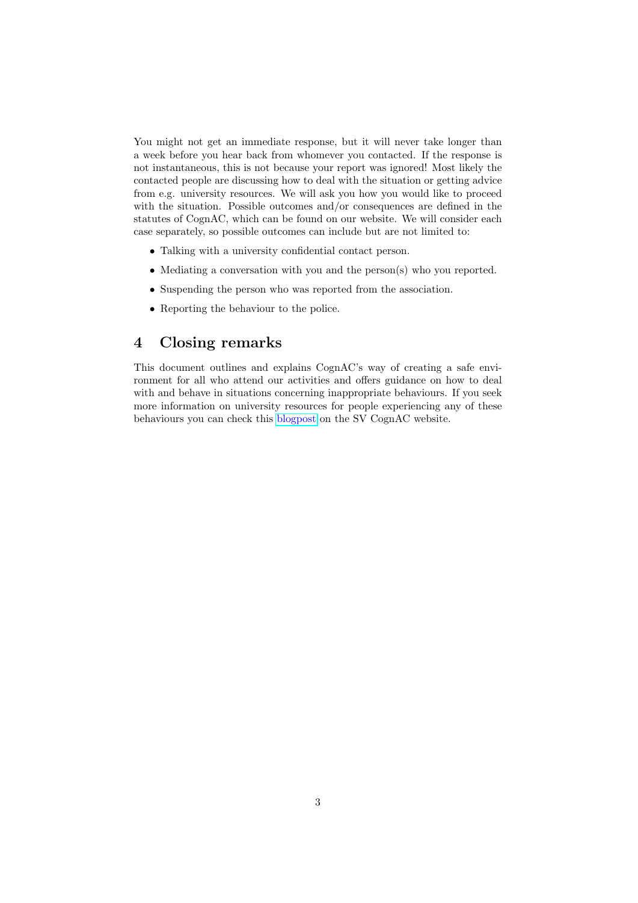You might not get an immediate response, but it will never take longer than a week before you hear back from whomever you contacted. If the response is not instantaneous, this is not because your report was ignored! Most likely the contacted people are discussing how to deal with the situation or getting advice from e.g. university resources. We will ask you how you would like to proceed with the situation. Possible outcomes and/or consequences are defined in the statutes of CognAC, which can be found on our website. We will consider each case separately, so possible outcomes can include but are not limited to:

- Talking with a university confidential contact person.
- Mediating a conversation with you and the person(s) who you reported.
- Suspending the person who was reported from the association.
- Reporting the behaviour to the police.

## 4 Closing remarks

This document outlines and explains CognAC's way of creating a safe environment for all who attend our activities and offers guidance on how to deal with and behave in situations concerning inappropriate behaviours. If you seek more information on university resources for people experiencing any of these behaviours you can check this blogpost on the SV CognAC website.